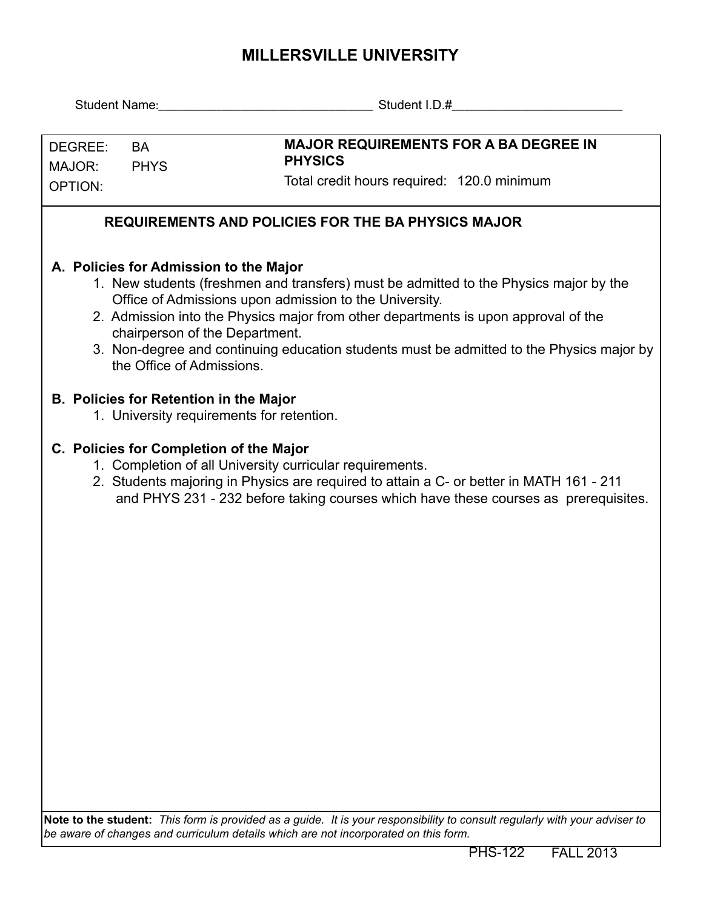# MILLERSVILLE UNIVERSITY

Student Name:\_\_\_\_\_\_\_\_\_\_\_\_\_\_\_\_\_\_\_\_\_\_\_\_\_\_\_\_\_\_\_ Student I.D.#\_\_\_\_\_\_\_\_\_\_\_\_\_\_\_\_\_\_\_\_\_\_\_\_\_

| | |
|---|---|
| DEGREE: BA<br>MAJOR: PHYS<br>OPTION: | **MAJOR REQUIREMENTS FOR A BA DEGREE IN PHYSICS**<br>Total credit hours required: 120.0 minimum |

## REQUIREMENTS AND POLICIES FOR THE BA PHYSICS MAJOR

**A. Policies for Admission to the Major**

1. New students (freshmen and transfers) must be admitted to the Physics major by the Office of Admissions upon admission to the University.
2. Admission into the Physics major from other departments is upon approval of the chairperson of the Department.
3. Non-degree and continuing education students must be admitted to the Physics major by the Office of Admissions.

**B. Policies for Retention in the Major**

1. University requirements for retention.

**C. Policies for Completion of the Major**

1. Completion of all University curricular requirements.
2. Students majoring in Physics are required to attain a C- or better in MATH 161 - 211 and PHYS 231 - 232 before taking courses which have these courses as prerequisites.

**Note to the student:** *This form is provided as a guide. It is your responsibility to consult regularly with your adviser to be aware of changes and curriculum details which are not incorporated on this form.*

PHS-122 FALL 2013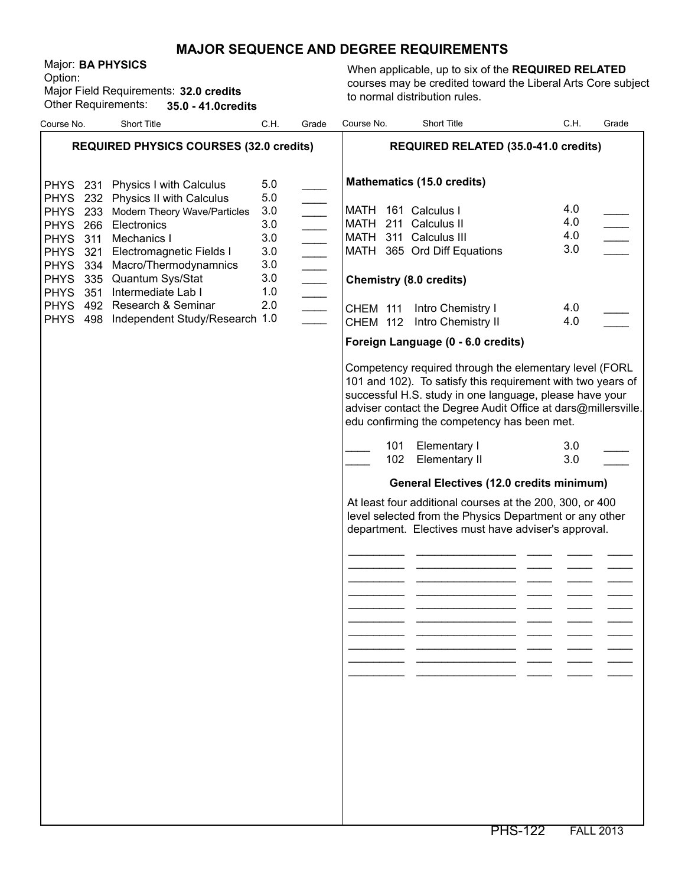# MAJOR SEQUENCE AND DEGREE REQUIREMENTS

Major: **BA PHYSICS**
Option:
Major Field Requirements: **32.0 credits**
Other Requirements: **35.0 - 41.0credits**

When applicable, up to six of the **REQUIRED RELATED** courses may be credited toward the Liberal Arts Core subject to normal distribution rules.

## REQUIRED PHYSICS COURSES (32.0 credits)

| Course No. | | Short Title | C.H. | Grade |
|---|---|---|---|---|
| PHYS | 231 | Physics I with Calculus | 5.0 | ____ |
| PHYS | 232 | Physics II with Calculus | 5.0 | ____ |
| PHYS | 233 | Modern Theory Wave/Particles | 3.0 | ____ |
| PHYS | 266 | Electronics | 3.0 | ____ |
| PHYS | 311 | Mechanics I | 3.0 | ____ |
| PHYS | 321 | Electromagnetic Fields I | 3.0 | ____ |
| PHYS | 334 | Macro/Thermodynamnics | 3.0 | ____ |
| PHYS | 335 | Quantum Sys/Stat | 3.0 | ____ |
| PHYS | 351 | Intermediate Lab I | 1.0 | ____ |
| PHYS | 492 | Research & Seminar | 2.0 | ____ |
| PHYS | 498 | Independent Study/Research | 1.0 | ____ |

## REQUIRED RELATED (35.0-41.0 credits)

### Mathematics (15.0 credits)

| Course No. | | Short Title | C.H. | Grade |
|---|---|---|---|---|
| MATH | 161 | Calculus I | 4.0 | ____ |
| MATH | 211 | Calculus II | 4.0 | ____ |
| MATH | 311 | Calculus III | 4.0 | ____ |
| MATH | 365 | Ord Diff Equations | 3.0 | ____ |

### Chemistry (8.0 credits)

| Course No. | | Short Title | C.H. | Grade |
|---|---|---|---|---|
| CHEM | 111 | Intro Chemistry I | 4.0 | ____ |
| CHEM | 112 | Intro Chemistry II | 4.0 | ____ |

### Foreign Language (0 - 6.0 credits)

Competency required through the elementary level (FORL 101 and 102). To satisfy this requirement with two years of successful H.S. study in one language, please have your adviser contact the Degree Audit Office at dars@millersville.edu confirming the competency has been met.

| Course No. | | Short Title | C.H. | Grade |
|---|---|---|---|---|
| ____ | 101 | Elementary I | 3.0 | ____ |
| ____ | 102 | Elementary II | 3.0 | ____ |

### General Electives (12.0 credits minimum)

At least four additional courses at the 200, 300, or 400 level selected from the Physics Department or any other department. Electives must have adviser's approval.

| | | | | |
|---|---|---|---|---|
| ________ | ______________ | ____ | ____ | ____ |
| ________ | ______________ | ____ | ____ | ____ |
| ________ | ______________ | ____ | ____ | ____ |
| ________ | ______________ | ____ | ____ | ____ |
| ________ | ______________ | ____ | ____ | ____ |
| ________ | ______________ | ____ | ____ | ____ |
| ________ | ______________ | ____ | ____ | ____ |
| ________ | ______________ | ____ | ____ | ____ |
| ________ | ______________ | ____ | ____ | ____ |
| ________ | ______________ | ____ | ____ | ____ |

PHS-122 FALL 2013